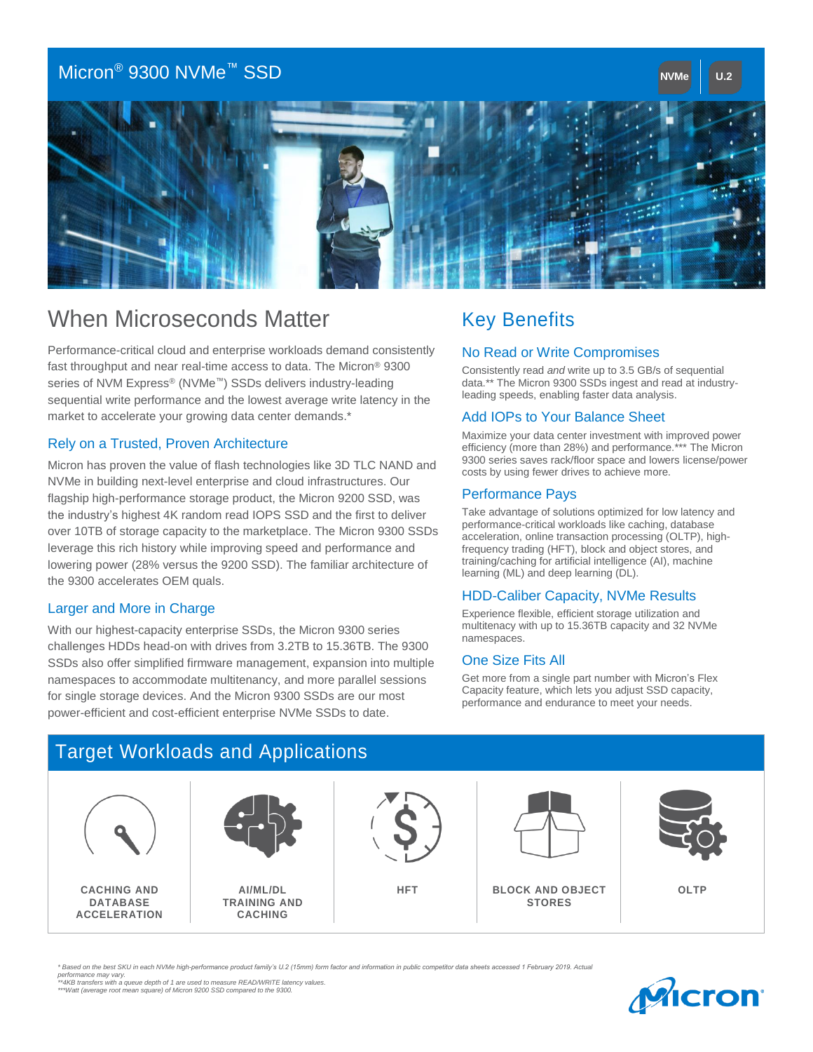# Micron® 9300 NVMe™ SSD

NVMe | U.2

## When Microseconds Matter

Performance-critical cloud and enterprise workloads demand consistently fast throughput and near real-time access to data. The Micron® 9300 series of NVM Express® (NVMe™) SSDs delivers industry-leading sequential write performance and the lowest average write latency in the market to accelerate your growing data center demands.*

### Rely on a Trusted, Proven Architecture

Micron has proven the value of flash technologies like 3D TLC NAND and NVMe in building next-level enterprise and cloud infrastructures. Our flagship high-performance storage product, the Micron 9200 SSD, was the industry's highest 4K random read IOPS SSD and the first to deliver over 10TB of storage capacity to the marketplace. The Micron 9300 SSDs leverage this rich history while improving speed and performance and lowering power (28% versus the 9200 SSD). The familiar architecture of the 9300 accelerates OEM quals.

### Larger and More in Charge

With our highest-capacity enterprise SSDs, the Micron 9300 series challenges HDDs head-on with drives from 3.2TB to 15.36TB. The 9300 SSDs also offer simplified firmware management, expansion into multiple namespaces to accommodate multitenancy, and more parallel sessions for single storage devices. And the Micron 9300 SSDs are our most power-efficient and cost-efficient enterprise NVMe SSDs to date.

## Key Benefits

### No Read or Write Compromises

Consistently read *and* write up to 3.5 GB/s of sequential data.** The Micron 9300 SSDs ingest and read at industry-leading speeds, enabling faster data analysis.

### Add IOPs to Your Balance Sheet

Maximize your data center investment with improved power efficiency (more than 28%) and performance.*** The Micron 9300 series saves rack/floor space and lowers license/power costs by using fewer drives to achieve more.

### Performance Pays

Take advantage of solutions optimized for low latency and performance-critical workloads like caching, database acceleration, online transaction processing (OLTP), high-frequency trading (HFT), block and object stores, and training/caching for artificial intelligence (AI), machine learning (ML) and deep learning (DL).

### HDD-Caliber Capacity, NVMe Results

Experience flexible, efficient storage utilization and multitenancy with up to 15.36TB capacity and 32 NVMe namespaces.

### One Size Fits All

Get more from a single part number with Micron's Flex Capacity feature, which lets you adjust SSD capacity, performance and endurance to meet your needs.

## Target Workloads and Applications

- CACHING AND DATABASE ACCELERATION
- AI/ML/DL TRAINING AND CACHING
- HFT
- BLOCK AND OBJECT STORES
- OLTP

*\* Based on the best SKU in each NVMe high-performance product family's U.2 (15mm) form factor and information in public competitor data sheets accessed 1 February 2019. Actual performance may vary.*
*\*\*4KB transfers with a queue depth of 1 are used to measure READ/WRITE latency values.*
*\*\*\*Watt (average root mean square) of Micron 9200 SSD compared to the 9300.*

Micron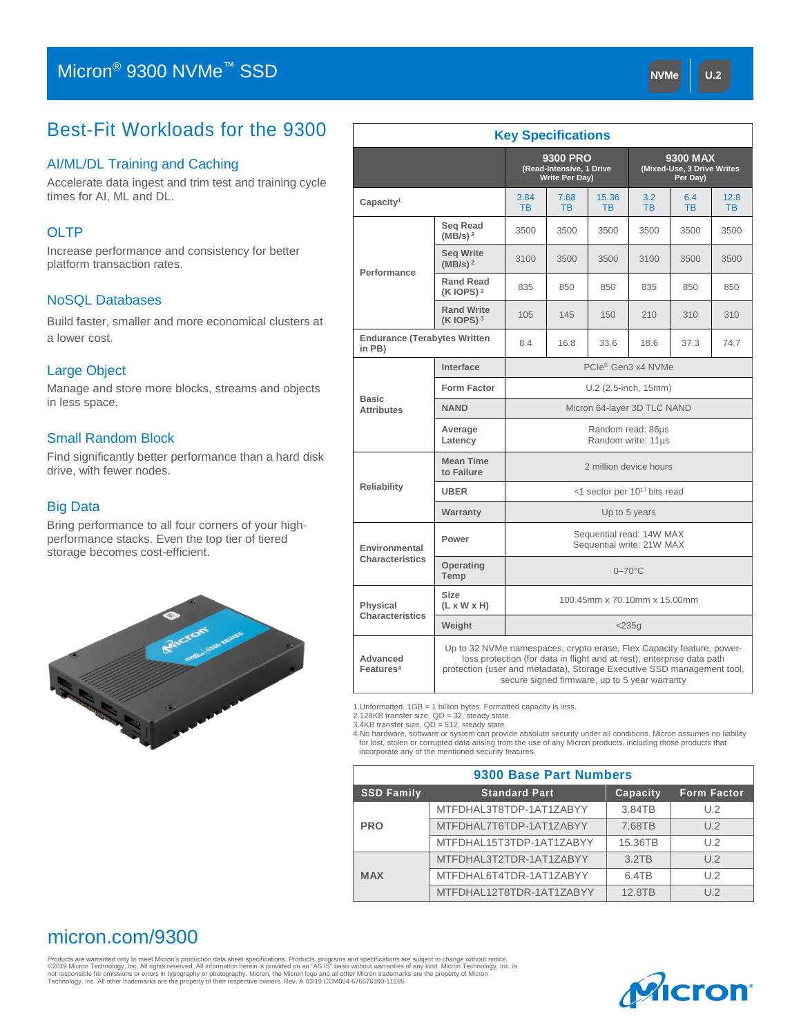# Micron® 9300 NVMe™ SSD

NVMe | U.2

## Best-Fit Workloads for the 9300

### AI/ML/DL Training and Caching

Accelerate data ingest and trim test and training cycle times for AI, ML and DL.

### OLTP

Increase performance and consistency for better platform transaction rates.

### NoSQL Databases

Build faster, smaller and more economical clusters at a lower cost.

### Large Object

Manage and store more blocks, streams and objects in less space.

### Small Random Block

Find significantly better performance than a hard disk drive, with fewer nodes.

### Big Data

Bring performance to all four corners of your high-performance stacks. Even the top tier of tiered storage becomes cost-efficient.

## Key Specifications

| | | 9300 PRO (Read-Intensive, 1 Drive Write Per Day) | | | 9300 MAX (Mixed-Use, 3 Drive Writes Per Day) | | |
|---|---|---|---|---|---|---|---|
| Capacity[1] | | 3.84 TB | 7.68 TB | 15.36 TB | 3.2 TB | 6.4 TB | 12.8 TB |
| Performance | Seq Read (MB/s)[2] | 3500 | 3500 | 3500 | 3500 | 3500 | 3500 |
| | Seq Write (MB/s)[2] | 3100 | 3500 | 3500 | 3100 | 3500 | 3500 |
| | Rand Read (K IOPS)[3] | 835 | 850 | 850 | 835 | 850 | 850 |
| | Rand Write (K IOPS)[3] | 105 | 145 | 150 | 210 | 310 | 310 |
| Endurance (Terabytes Written in PB) | | 8.4 | 16.8 | 33.6 | 18.6 | 37.3 | 74.7 |
| Basic Attributes | Interface | PCIe® Gen3 x4 NVMe | | | | | |
| | Form Factor | U.2 (2.5-inch, 15mm) | | | | | |
| | NAND | Micron 64-layer 3D TLC NAND | | | | | |
| | Average Latency | Random read: 86µs Random write: 11µs | | | | | |
| Reliability | Mean Time to Failure | 2 million device hours | | | | | |
| | UBER | <1 sector per $10^{17}$ bits read | | | | | |
| | Warranty | Up to 5 years | | | | | |
| Environmental Characteristics | Power | Sequential read: 14W MAX Sequential write: 21W MAX | | | | | |
| | Operating Temp | 0–70°C | | | | | |
| Physical Characteristics | Size (L x W x H) | 100.45mm x 70.10mm x 15.00mm | | | | | |
| | Weight | <235g | | | | | |
| Advanced Features[4] | Up to 32 NVMe namespaces, crypto erase, Flex Capacity feature, power-loss protection (for data in flight and at rest), enterprise data path protection (user and metadata), Storage Executive SSD management tool, secure signed firmware, up to 5 year warranty | | | | | | |

1.Unformatted. 1GB = 1 billion bytes. Formatted capacity is less.
2.128KB transfer size, QD = 32, steady state.
3.4KB transfer size, QD = 512, steady state.
4.No hardware, software or system can provide absolute security under all conditions. Micron assumes no liability for lost, stolen or corrupted data arising from the use of any Micron products, including those products that incorporate any of the mentioned security features.

## 9300 Base Part Numbers

| SSD Family | Standard Part | Capacity | Form Factor |
|---|---|---|---|
| PRO | MTFDHAL3T8TDP-1AT1ZABYY | 3.84TB | U.2 |
| | MTFDHAL7T6TDP-1AT1ZABYY | 7.68TB | U.2 |
| | MTFDHAL15T3TDP-1AT1ZABYY | 15.36TB | U.2 |
| MAX | MTFDHAL3T2TDR-1AT1ZABYY | 3.2TB | U.2 |
| | MTFDHAL6T4TDR-1AT1ZABYY | 6.4TB | U.2 |
| | MTFDHAL12T8TDR-1AT1ZABYY | 12.8TB | U.2 |

## micron.com/9300

Products are warranted only to meet Micron's production data sheet specifications. Products, programs and specifications are subject to change without notice. ©2019 Micron Technology, Inc. All rights reserved. All information herein is provided on an "AS IS" basis without warranties of any kind. Micron Technology, Inc. is not responsible for omissions or errors in typography or photography. Micron, the Micron logo and all other Micron trademarks are the property of Micron Technology, Inc. All other trademarks are the property of their respective owners. Rev. A 03/19 CCM004-676576390-11285